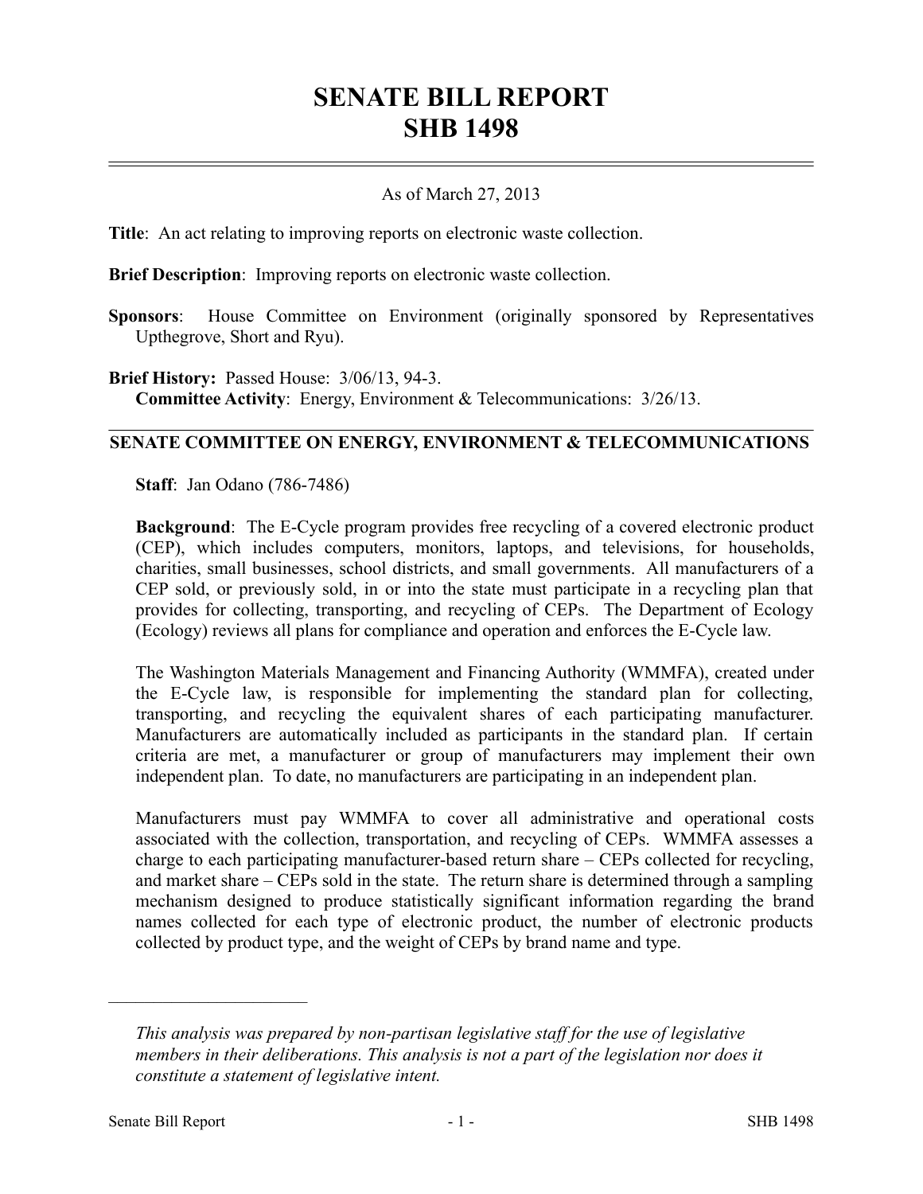# SENATE BILL REPORT
# SHB 1498

As of March 27, 2013

**Title**: An act relating to improving reports on electronic waste collection.

**Brief Description**: Improving reports on electronic waste collection.

**Sponsors**: House Committee on Environment (originally sponsored by Representatives Upthegrove, Short and Ryu).

**Brief History:** Passed House: 3/06/13, 94-3.
**Committee Activity**: Energy, Environment & Telecommunications: 3/26/13.

## SENATE COMMITTEE ON ENERGY, ENVIRONMENT & TELECOMMUNICATIONS

**Staff**: Jan Odano (786-7486)

**Background**: The E-Cycle program provides free recycling of a covered electronic product (CEP), which includes computers, monitors, laptops, and televisions, for households, charities, small businesses, school districts, and small governments. All manufacturers of a CEP sold, or previously sold, in or into the state must participate in a recycling plan that provides for collecting, transporting, and recycling of CEPs. The Department of Ecology (Ecology) reviews all plans for compliance and operation and enforces the E-Cycle law.

The Washington Materials Management and Financing Authority (WMMFA), created under the E-Cycle law, is responsible for implementing the standard plan for collecting, transporting, and recycling the equivalent shares of each participating manufacturer. Manufacturers are automatically included as participants in the standard plan. If certain criteria are met, a manufacturer or group of manufacturers may implement their own independent plan. To date, no manufacturers are participating in an independent plan.

Manufacturers must pay WMMFA to cover all administrative and operational costs associated with the collection, transportation, and recycling of CEPs. WMMFA assesses a charge to each participating manufacturer-based return share – CEPs collected for recycling, and market share – CEPs sold in the state. The return share is determined through a sampling mechanism designed to produce statistically significant information regarding the brand names collected for each type of electronic product, the number of electronic products collected by product type, and the weight of CEPs by brand name and type.

---

*This analysis was prepared by non-partisan legislative staff for the use of legislative members in their deliberations. This analysis is not a part of the legislation nor does it constitute a statement of legislative intent.*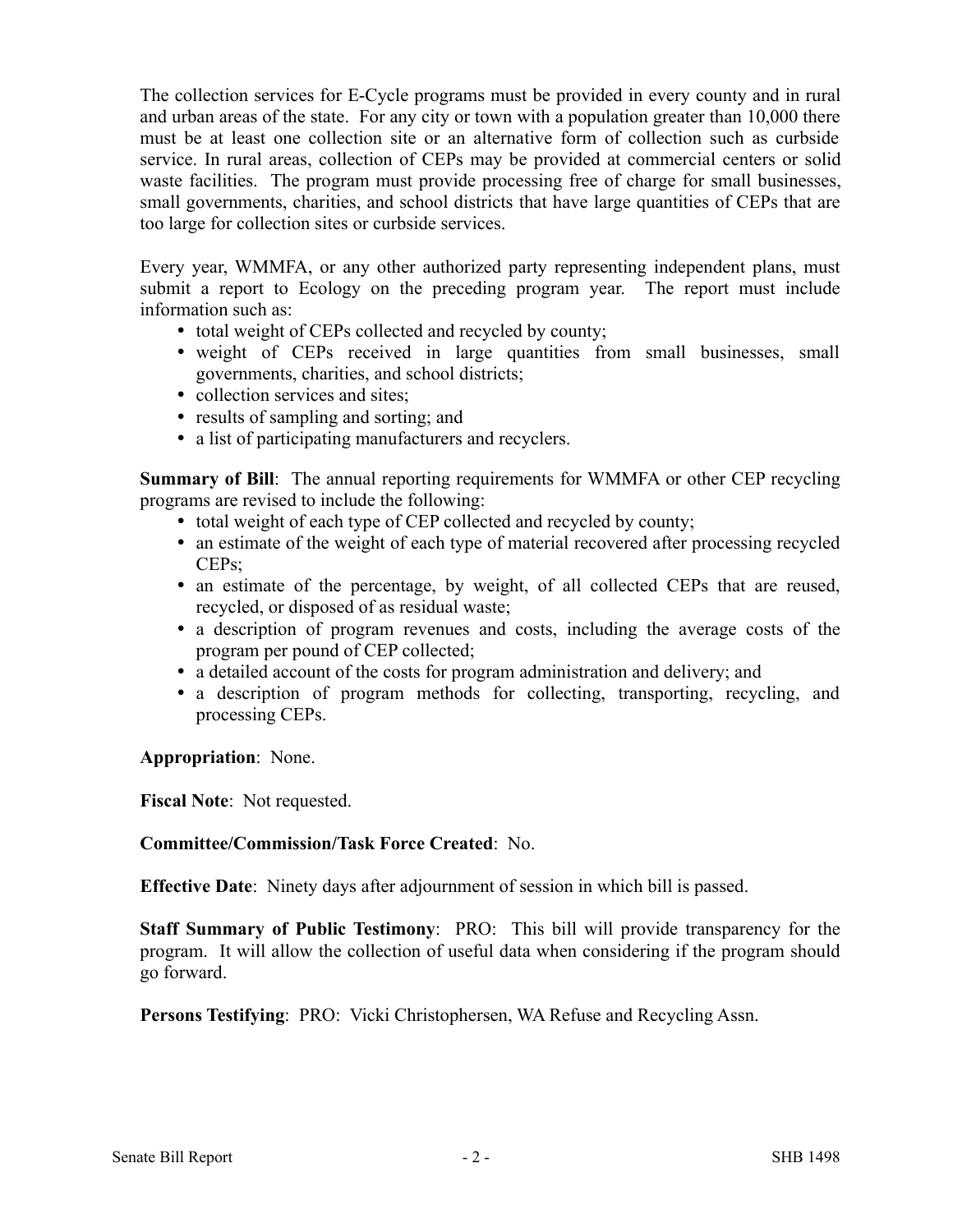The collection services for E-Cycle programs must be provided in every county and in rural and urban areas of the state. For any city or town with a population greater than 10,000 there must be at least one collection site or an alternative form of collection such as curbside service. In rural areas, collection of CEPs may be provided at commercial centers or solid waste facilities. The program must provide processing free of charge for small businesses, small governments, charities, and school districts that have large quantities of CEPs that are too large for collection sites or curbside services.

Every year, WMMFA, or any other authorized party representing independent plans, must submit a report to Ecology on the preceding program year. The report must include information such as:

- total weight of CEPs collected and recycled by county;
- weight of CEPs received in large quantities from small businesses, small governments, charities, and school districts;
- collection services and sites;
- results of sampling and sorting; and
- a list of participating manufacturers and recyclers.

**Summary of Bill**: The annual reporting requirements for WMMFA or other CEP recycling programs are revised to include the following:

- total weight of each type of CEP collected and recycled by county;
- an estimate of the weight of each type of material recovered after processing recycled CEPs;
- an estimate of the percentage, by weight, of all collected CEPs that are reused, recycled, or disposed of as residual waste;
- a description of program revenues and costs, including the average costs of the program per pound of CEP collected;
- a detailed account of the costs for program administration and delivery; and
- a description of program methods for collecting, transporting, recycling, and processing CEPs.

**Appropriation**: None.

**Fiscal Note**: Not requested.

**Committee/Commission/Task Force Created**: No.

**Effective Date**: Ninety days after adjournment of session in which bill is passed.

**Staff Summary of Public Testimony**: PRO: This bill will provide transparency for the program. It will allow the collection of useful data when considering if the program should go forward.

**Persons Testifying**: PRO: Vicki Christophersen, WA Refuse and Recycling Assn.